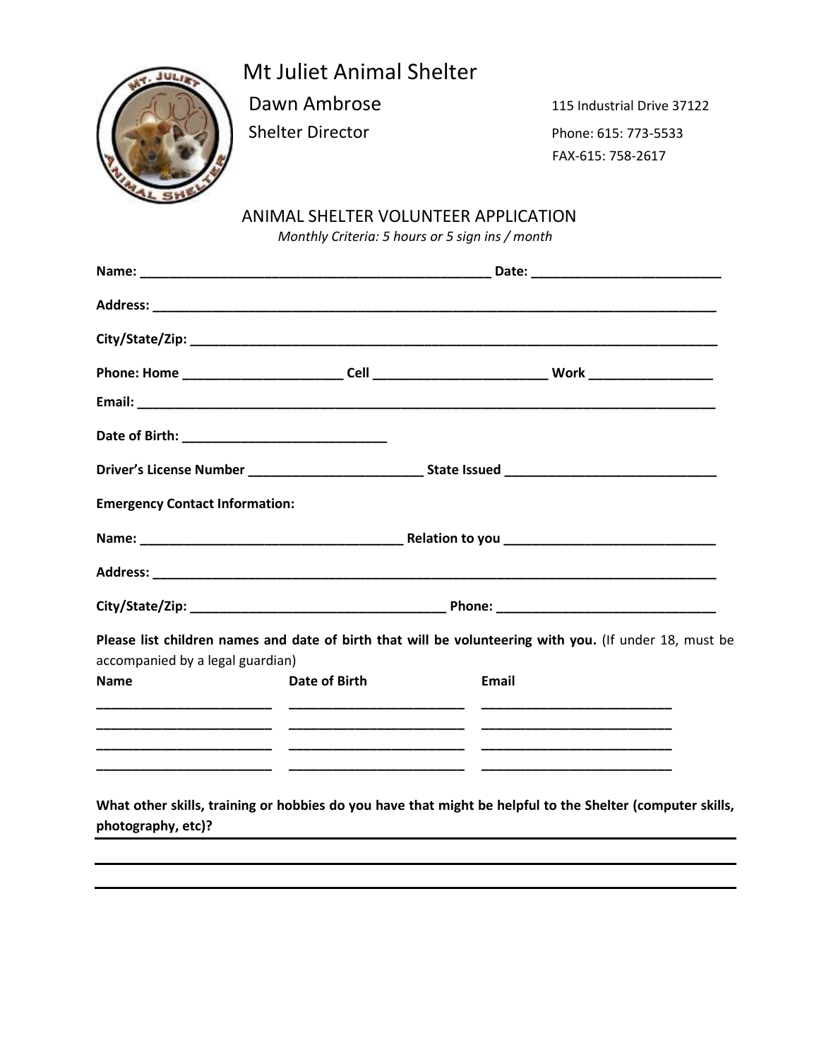# Mt Juliet Animal Shelter

Dawn Ambrose
Shelter Director

115 Industrial Drive 37122
Phone: 615: 773-5533
FAX-615: 758-2617

## ANIMAL SHELTER VOLUNTEER APPLICATION

*Monthly Criteria: 5 hours or 5 sign ins / month*

**Name: ________________________________________________ Date: __________________________**

**Address: ______________________________________________________________________________**

**City/State/Zip: _________________________________________________________________________**

**Phone: Home _____________________ Cell _______________________ Work ________________**

**Email: ________________________________________________________________________________**

**Date of Birth: ___________________________**

**Driver's License Number _______________________ State Issued ____________________________**

**Emergency Contact Information:**

**Name: ___________________________________ Relation to you ____________________________**

**Address: ______________________________________________________________________________**

**City/State/Zip: __________________________________ Phone: _____________________________**

**Please list children names and date of birth that will be volunteering with you.** (If under 18, must be accompanied by a legal guardian)

| Name | Date of Birth | Email |
| --- | --- | --- |
| ________________________ | ________________________ | __________________________ |
| ________________________ | ________________________ | __________________________ |
| ________________________ | ________________________ | __________________________ |
| ________________________ | ________________________ | __________________________ |

**What other skills, training or hobbies do you have that might be helpful to the Shelter (computer skills, photography, etc)?**

______________________________________________________________________________

______________________________________________________________________________

______________________________________________________________________________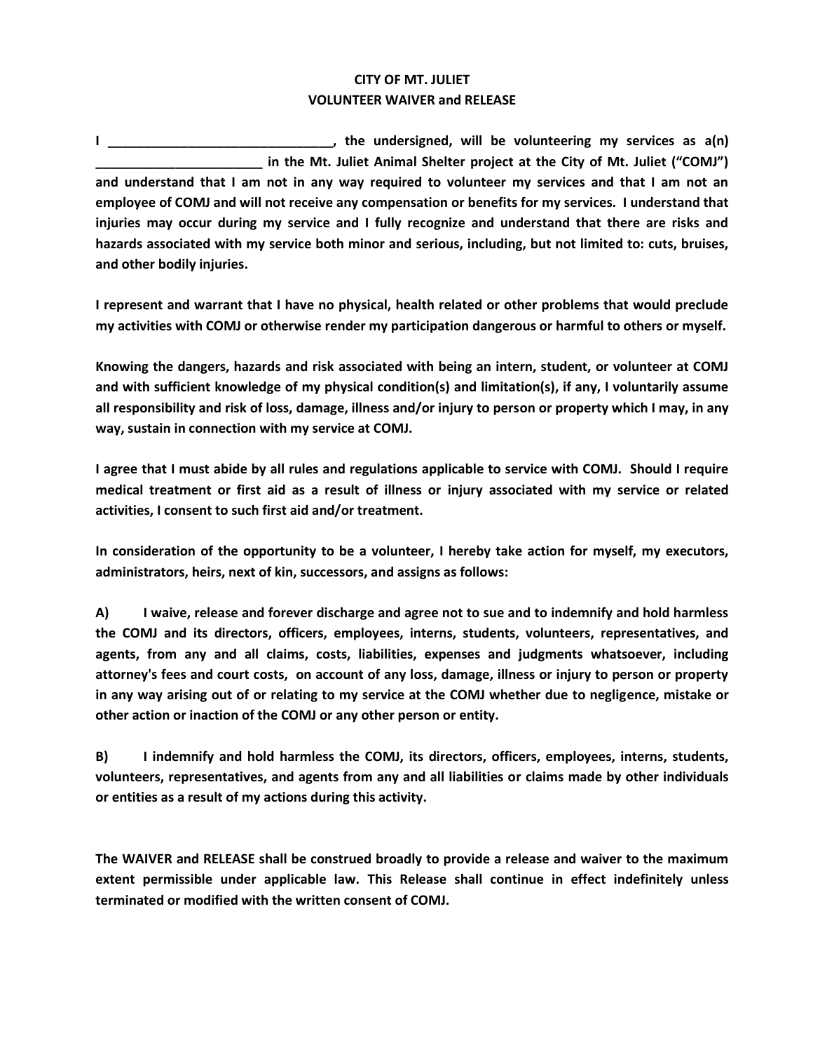# CITY OF MT. JULIET
## VOLUNTEER WAIVER and RELEASE

**I _______________________________, the undersigned, will be volunteering my services as a(n) _______________________ in the Mt. Juliet Animal Shelter project at the City of Mt. Juliet ("COMJ") and understand that I am not in any way required to volunteer my services and that I am not an employee of COMJ and will not receive any compensation or benefits for my services. I understand that injuries may occur during my service and I fully recognize and understand that there are risks and hazards associated with my service both minor and serious, including, but not limited to: cuts, bruises, and other bodily injuries.**

**I represent and warrant that I have no physical, health related or other problems that would preclude my activities with COMJ or otherwise render my participation dangerous or harmful to others or myself.**

**Knowing the dangers, hazards and risk associated with being an intern, student, or volunteer at COMJ and with sufficient knowledge of my physical condition(s) and limitation(s), if any, I voluntarily assume all responsibility and risk of loss, damage, illness and/or injury to person or property which I may, in any way, sustain in connection with my service at COMJ.**

**I agree that I must abide by all rules and regulations applicable to service with COMJ. Should I require medical treatment or first aid as a result of illness or injury associated with my service or related activities, I consent to such first aid and/or treatment.**

**In consideration of the opportunity to be a volunteer, I hereby take action for myself, my executors, administrators, heirs, next of kin, successors, and assigns as follows:**

**A) I waive, release and forever discharge and agree not to sue and to indemnify and hold harmless the COMJ and its directors, officers, employees, interns, students, volunteers, representatives, and agents, from any and all claims, costs, liabilities, expenses and judgments whatsoever, including attorney's fees and court costs, on account of any loss, damage, illness or injury to person or property in any way arising out of or relating to my service at the COMJ whether due to negligence, mistake or other action or inaction of the COMJ or any other person or entity.**

**B) I indemnify and hold harmless the COMJ, its directors, officers, employees, interns, students, volunteers, representatives, and agents from any and all liabilities or claims made by other individuals or entities as a result of my actions during this activity.**

**The WAIVER and RELEASE shall be construed broadly to provide a release and waiver to the maximum extent permissible under applicable law. This Release shall continue in effect indefinitely unless terminated or modified with the written consent of COMJ.**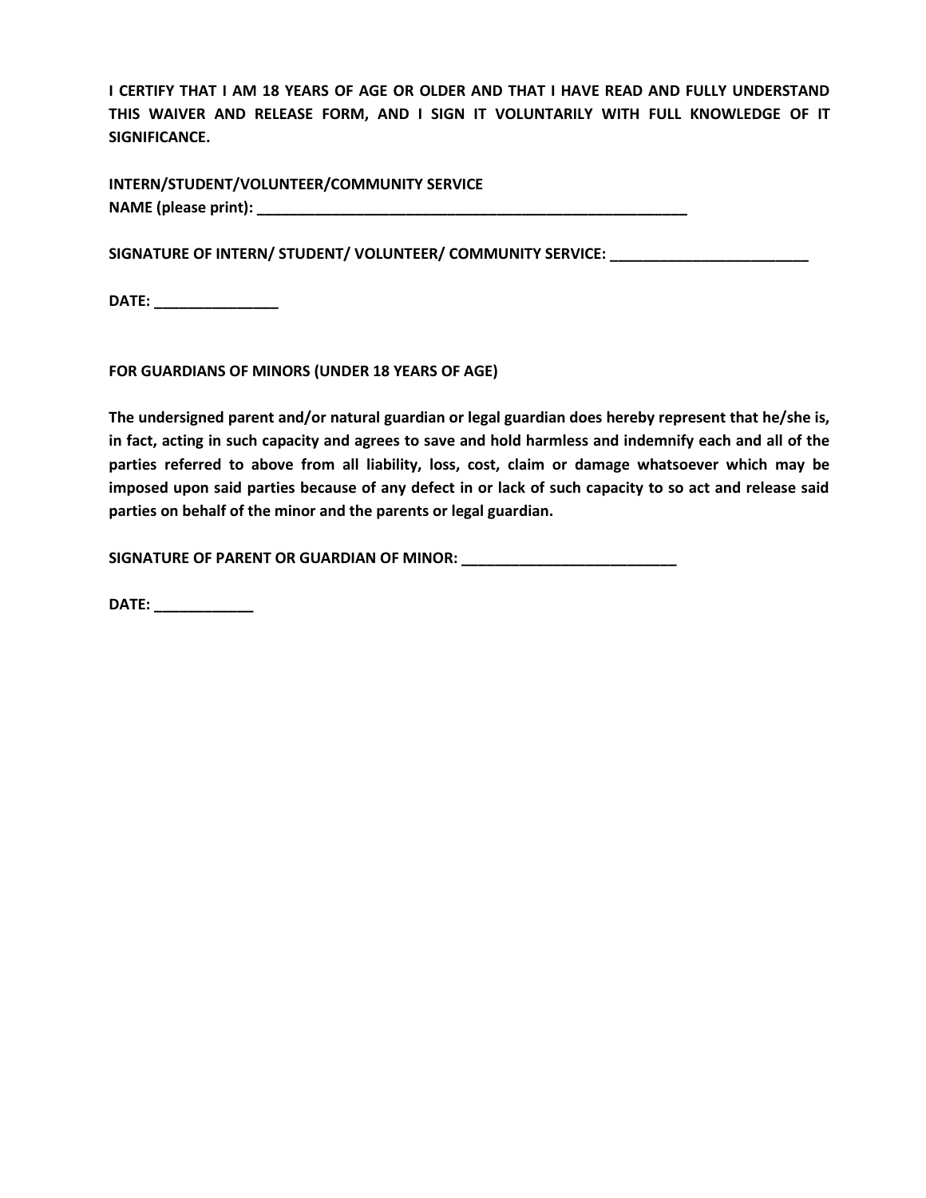**I CERTIFY THAT I AM 18 YEARS OF AGE OR OLDER AND THAT I HAVE READ AND FULLY UNDERSTAND THIS WAIVER AND RELEASE FORM, AND I SIGN IT VOLUNTARILY WITH FULL KNOWLEDGE OF IT SIGNIFICANCE.**

**INTERN/STUDENT/VOLUNTEER/COMMUNITY SERVICE**
**NAME (please print): _______________________________________________________**

**SIGNATURE OF INTERN/ STUDENT/ VOLUNTEER/ COMMUNITY SERVICE: ________________________**

**DATE: _______________**

**FOR GUARDIANS OF MINORS (UNDER 18 YEARS OF AGE)**

**The undersigned parent and/or natural guardian or legal guardian does hereby represent that he/she is, in fact, acting in such capacity and agrees to save and hold harmless and indemnify each and all of the parties referred to above from all liability, loss, cost, claim or damage whatsoever which may be imposed upon said parties because of any defect in or lack of such capacity to so act and release said parties on behalf of the minor and the parents or legal guardian.**

**SIGNATURE OF PARENT OR GUARDIAN OF MINOR: __________________________**

**DATE: ____________**